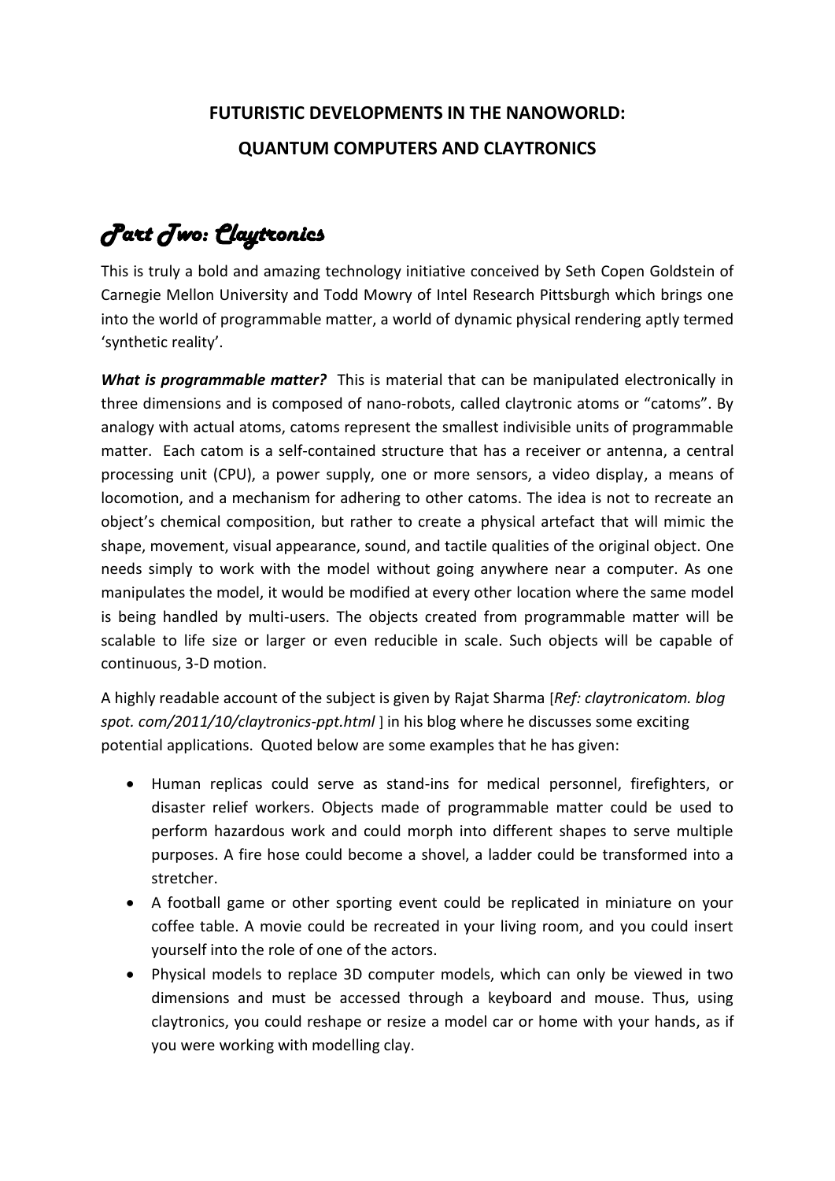# FUTURISTIC DEVELOPMENTS IN THE NANOWORLD:
# QUANTUM COMPUTERS AND CLAYTRONICS

## *Part Two: Claytronics*

This is truly a bold and amazing technology initiative conceived by Seth Copen Goldstein of Carnegie Mellon University and Todd Mowry of Intel Research Pittsburgh which brings one into the world of programmable matter, a world of dynamic physical rendering aptly termed 'synthetic reality'.

***What is programmable matter?*** This is material that can be manipulated electronically in three dimensions and is composed of nano-robots, called claytronic atoms or "catoms". By analogy with actual atoms, catoms represent the smallest indivisible units of programmable matter. Each catom is a self-contained structure that has a receiver or antenna, a central processing unit (CPU), a power supply, one or more sensors, a video display, a means of locomotion, and a mechanism for adhering to other catoms. The idea is not to recreate an object's chemical composition, but rather to create a physical artefact that will mimic the shape, movement, visual appearance, sound, and tactile qualities of the original object. One needs simply to work with the model without going anywhere near a computer. As one manipulates the model, it would be modified at every other location where the same model is being handled by multi-users. The objects created from programmable matter will be scalable to life size or larger or even reducible in scale. Such objects will be capable of continuous, 3-D motion.

A highly readable account of the subject is given by Rajat Sharma [*Ref: claytronicatom. blog spot. com/2011/10/claytronics-ppt.html* ] in his blog where he discusses some exciting potential applications. Quoted below are some examples that he has given:

- Human replicas could serve as stand-ins for medical personnel, firefighters, or disaster relief workers. Objects made of programmable matter could be used to perform hazardous work and could morph into different shapes to serve multiple purposes. A fire hose could become a shovel, a ladder could be transformed into a stretcher.
- A football game or other sporting event could be replicated in miniature on your coffee table. A movie could be recreated in your living room, and you could insert yourself into the role of one of the actors.
- Physical models to replace 3D computer models, which can only be viewed in two dimensions and must be accessed through a keyboard and mouse. Thus, using claytronics, you could reshape or resize a model car or home with your hands, as if you were working with modelling clay.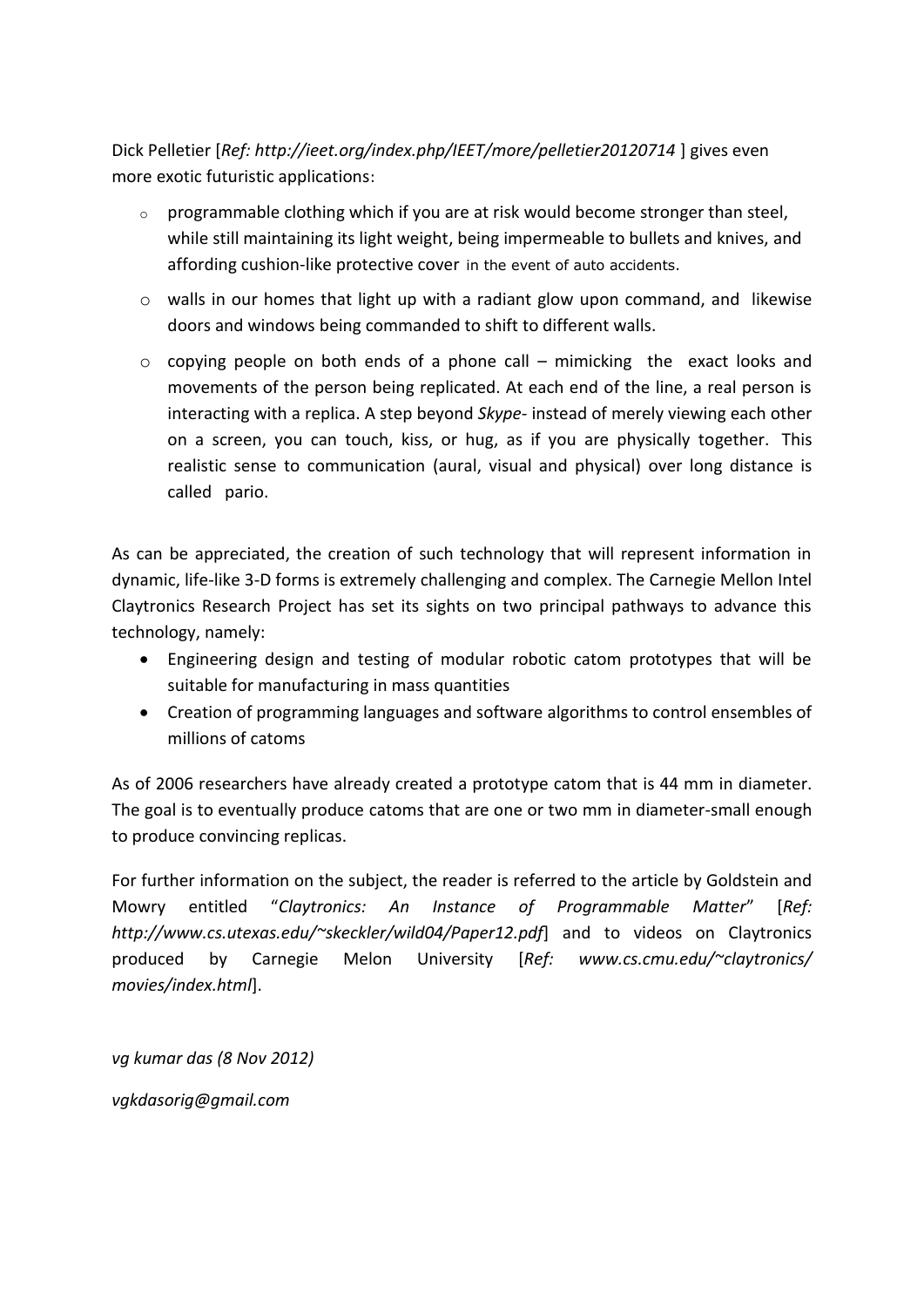Dick Pelletier [*Ref: http://ieet.org/index.php/IEET/more/pelletier20120714* ] gives even more exotic futuristic applications:

- programmable clothing which if you are at risk would become stronger than steel, while still maintaining its light weight, being impermeable to bullets and knives, and affording cushion-like protective cover in the event of auto accidents.
- walls in our homes that light up with a radiant glow upon command, and likewise doors and windows being commanded to shift to different walls.
- copying people on both ends of a phone call – mimicking the exact looks and movements of the person being replicated. At each end of the line, a real person is interacting with a replica. A step beyond *Skype*- instead of merely viewing each other on a screen, you can touch, kiss, or hug, as if you are physically together. This realistic sense to communication (aural, visual and physical) over long distance is called pario.

As can be appreciated, the creation of such technology that will represent information in dynamic, life-like 3-D forms is extremely challenging and complex. The Carnegie Mellon Intel Claytronics Research Project has set its sights on two principal pathways to advance this technology, namely:

- Engineering design and testing of modular robotic catom prototypes that will be suitable for manufacturing in mass quantities
- Creation of programming languages and software algorithms to control ensembles of millions of catoms

As of 2006 researchers have already created a prototype catom that is 44 mm in diameter. The goal is to eventually produce catoms that are one or two mm in diameter-small enough to produce convincing replicas.

For further information on the subject, the reader is referred to the article by Goldstein and Mowry entitled "*Claytronics: An Instance of Programmable Matter*" [*Ref: http://www.cs.utexas.edu/~skeckler/wild04/Paper12.pdf*] and to videos on Claytronics produced by Carnegie Melon University [*Ref: www.cs.cmu.edu/~claytronics/ movies/index.html*].

*vg kumar das (8 Nov 2012)*

*vgkdasorig@gmail.com*